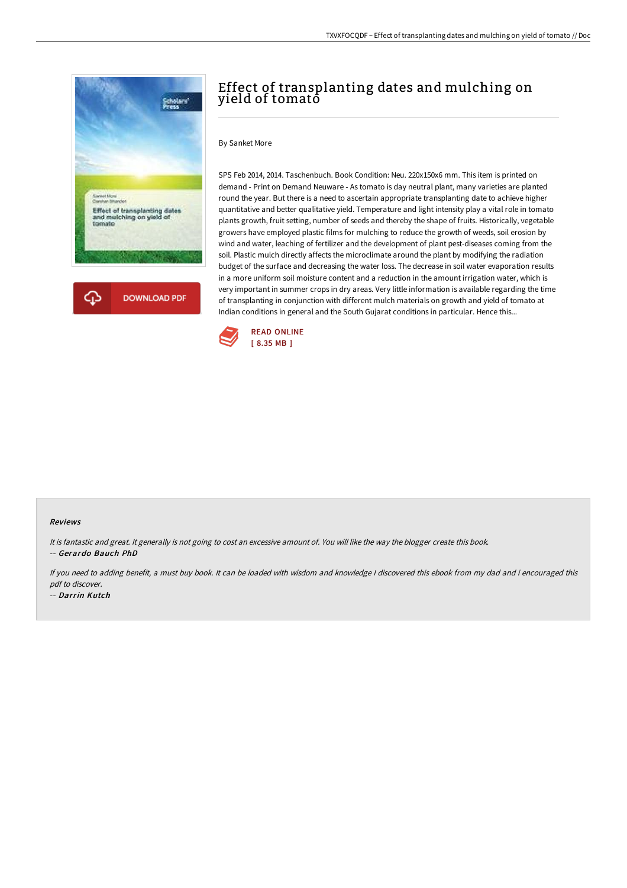# Effect of transplanting dates and mulching on yield of tomato

By Sanket More

SPS Feb 2014, 2014. Taschenbuch. Book Condition: Neu. 220x150x6 mm. This item is printed on demand - Print on Demand Neuware - As tomato is day neutral plant, many varieties are planted round the year. But there is a need to ascertain appropriate transplanting date to achieve higher quantitative and better qualitative yield. Temperature and light intensity play a vital role in tomato plants growth, fruit setting, number of seeds and thereby the shape of fruits. Historically, vegetable growers have employed plastic films for mulching to reduce the growth of weeds, soil erosion by wind and water, leaching of fertilizer and the development of plant pest-diseases coming from the soil. Plastic mulch directly affects the microclimate around the plant by modifying the radiation budget of the surface and decreasing the water loss. The decrease in soil water evaporation results in a more uniform soil moisture content and a reduction in the amount irrigation water, which is very important in summer crops in dry areas. Very little information is available regarding the time of transplanting in conjunction with different mulch materials on growth and yield of tomato at Indian conditions in general and the South Gujarat conditions in particular. Hence this...

DOWNLOAD PDF

READ ONLINE
[ 8.35 MB ]

## Reviews

*It is fantastic and great. It generally is not going to cost an excessive amount of. You will like the way the blogger create this book.*

-- *Gerardo Bauch PhD*

*If you need to adding benefit, a must buy book. It can be loaded with wisdom and knowledge I discovered this ebook from my dad and i encouraged this pdf to discover.*

-- *Darrin Kutch*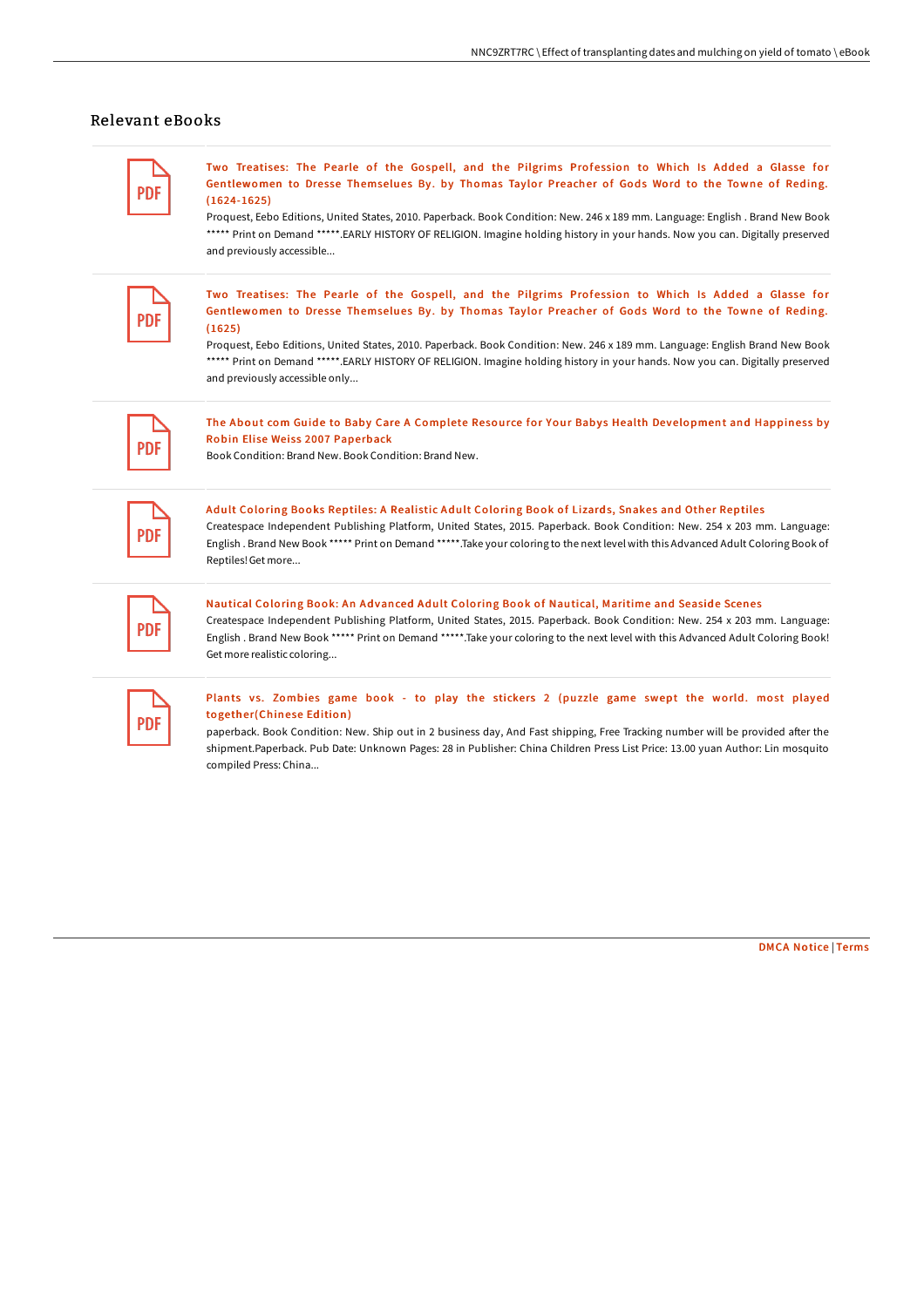## Relevant eBooks

PDF

**Two Treatises: The Pearle of the Gospell, and the Pilgrims Profession to Which Is Added a Glasse for Gentlewomen to Dresse Themselues By. by Thomas Taylor Preacher of Gods Word to the Towne of Reding. (1624-1625)**

Proquest, Eebo Editions, United States, 2010. Paperback. Book Condition: New. 246 x 189 mm. Language: English . Brand New Book ***** Print on Demand *****.EARLY HISTORY OF RELIGION. Imagine holding history in your hands. Now you can. Digitally preserved and previously accessible...

PDF

**Two Treatises: The Pearle of the Gospell, and the Pilgrims Profession to Which Is Added a Glasse for Gentlewomen to Dresse Themselues By. by Thomas Taylor Preacher of Gods Word to the Towne of Reding. (1625)**

Proquest, Eebo Editions, United States, 2010. Paperback. Book Condition: New. 246 x 189 mm. Language: English Brand New Book ***** Print on Demand *****.EARLY HISTORY OF RELIGION. Imagine holding history in your hands. Now you can. Digitally preserved and previously accessible only...

PDF

**The About com Guide to Baby Care A Complete Resource for Your Babys Health Development and Happiness by Robin Elise Weiss 2007 Paperback**

Book Condition: Brand New. Book Condition: Brand New.

PDF

**Adult Coloring Books Reptiles: A Realistic Adult Coloring Book of Lizards, Snakes and Other Reptiles**

Createspace Independent Publishing Platform, United States, 2015. Paperback. Book Condition: New. 254 x 203 mm. Language: English . Brand New Book ***** Print on Demand *****.Take your coloring to the next level with this Advanced Adult Coloring Book of Reptiles! Get more...

PDF

**Nautical Coloring Book: An Advanced Adult Coloring Book of Nautical, Maritime and Seaside Scenes**

Createspace Independent Publishing Platform, United States, 2015. Paperback. Book Condition: New. 254 x 203 mm. Language: English . Brand New Book ***** Print on Demand *****.Take your coloring to the next level with this Advanced Adult Coloring Book! Get more realistic coloring...

PDF

**Plants vs. Zombies game book - to play the stickers 2 (puzzle game swept the world. most played together(Chinese Edition)**

paperback. Book Condition: New. Ship out in 2 business day, And Fast shipping, Free Tracking number will be provided after the shipment.Paperback. Pub Date: Unknown Pages: 28 in Publisher: China Children Press List Price: 13.00 yuan Author: Lin mosquito compiled Press: China...

DMCA Notice | Terms